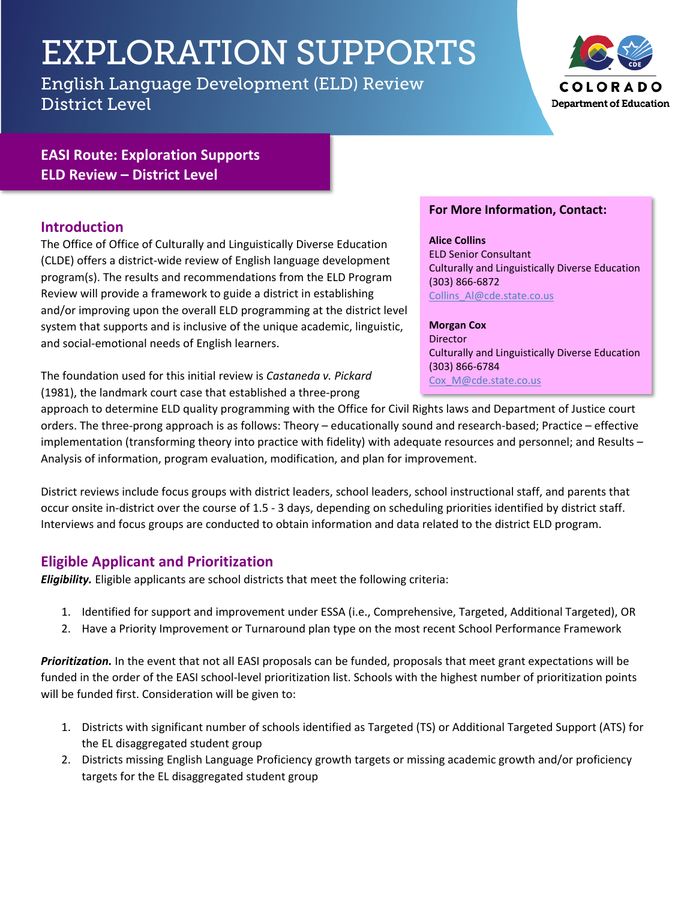# EXPLORATION SUPPORTS

English Language Development (ELD) Review
District Level

COLORADO
Department of Education

## EASI Route: Exploration Supports
## ELD Review – District Level

**For More Information, Contact:**

**Alice Collins**
ELD Senior Consultant
Culturally and Linguistically Diverse Education
(303) 866-6872
Collins_Al@cde.state.co.us

**Morgan Cox**
Director
Culturally and Linguistically Diverse Education
(303) 866-6784
Cox_M@cde.state.co.us

## Introduction

The Office of Office of Culturally and Linguistically Diverse Education (CLDE) offers a district-wide review of English language development program(s). The results and recommendations from the ELD Program Review will provide a framework to guide a district in establishing and/or improving upon the overall ELD programming at the district level system that supports and is inclusive of the unique academic, linguistic, and social-emotional needs of English learners.

The foundation used for this initial review is *Castaneda v. Pickard* (1981), the landmark court case that established a three-prong approach to determine ELD quality programming with the Office for Civil Rights laws and Department of Justice court orders. The three-prong approach is as follows: Theory – educationally sound and research-based; Practice – effective implementation (transforming theory into practice with fidelity) with adequate resources and personnel; and Results – Analysis of information, program evaluation, modification, and plan for improvement.

District reviews include focus groups with district leaders, school leaders, school instructional staff, and parents that occur onsite in-district over the course of 1.5 - 3 days, depending on scheduling priorities identified by district staff. Interviews and focus groups are conducted to obtain information and data related to the district ELD program.

## Eligible Applicant and Prioritization

***Eligibility.*** Eligible applicants are school districts that meet the following criteria:

1. Identified for support and improvement under ESSA (i.e., Comprehensive, Targeted, Additional Targeted), OR
2. Have a Priority Improvement or Turnaround plan type on the most recent School Performance Framework

***Prioritization.*** In the event that not all EASI proposals can be funded, proposals that meet grant expectations will be funded in the order of the EASI school-level prioritization list. Schools with the highest number of prioritization points will be funded first. Consideration will be given to:

1. Districts with significant number of schools identified as Targeted (TS) or Additional Targeted Support (ATS) for the EL disaggregated student group
2. Districts missing English Language Proficiency growth targets or missing academic growth and/or proficiency targets for the EL disaggregated student group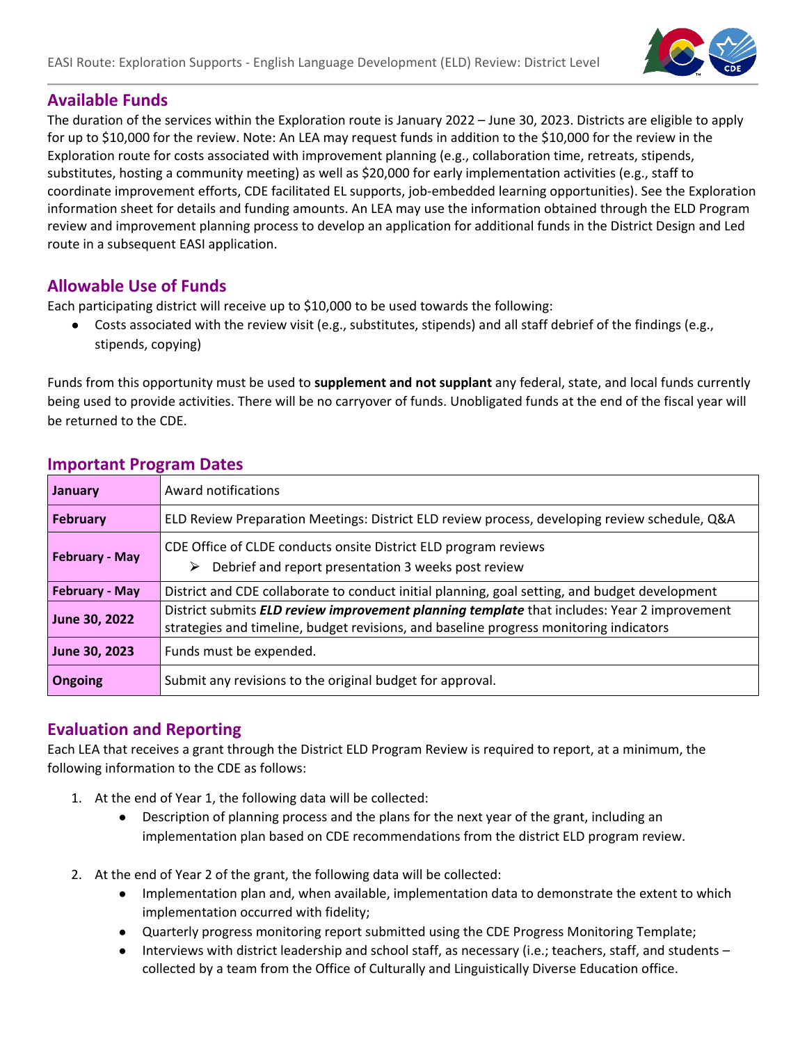## Available Funds

The duration of the services within the Exploration route is January 2022 – June 30, 2023. Districts are eligible to apply for up to $10,000 for the review. Note: An LEA may request funds in addition to the $10,000 for the review in the Exploration route for costs associated with improvement planning (e.g., collaboration time, retreats, stipends, substitutes, hosting a community meeting) as well as $20,000 for early implementation activities (e.g., staff to coordinate improvement efforts, CDE facilitated EL supports, job-embedded learning opportunities). See the Exploration information sheet for details and funding amounts. An LEA may use the information obtained through the ELD Program review and improvement planning process to develop an application for additional funds in the District Design and Led route in a subsequent EASI application.

## Allowable Use of Funds

Each participating district will receive up to $10,000 to be used towards the following:

- Costs associated with the review visit (e.g., substitutes, stipends) and all staff debrief of the findings (e.g., stipends, copying)

Funds from this opportunity must be used to **supplement and not supplant** any federal, state, and local funds currently being used to provide activities. There will be no carryover of funds. Unobligated funds at the end of the fiscal year will be returned to the CDE.

## Important Program Dates

| | |
|---|---|
| **January** | Award notifications |
| **February** | ELD Review Preparation Meetings: District ELD review process, developing review schedule, Q&A |
| **February - May** | CDE Office of CLDE conducts onsite District ELD program reviews<br>➢ Debrief and report presentation 3 weeks post review |
| **February - May** | District and CDE collaborate to conduct initial planning, goal setting, and budget development |
| **June 30, 2022** | District submits ***ELD review improvement planning template*** that includes: Year 2 improvement strategies and timeline, budget revisions, and baseline progress monitoring indicators |
| **June 30, 2023** | Funds must be expended. |
| **Ongoing** | Submit any revisions to the original budget for approval. |

## Evaluation and Reporting

Each LEA that receives a grant through the District ELD Program Review is required to report, at a minimum, the following information to the CDE as follows:

1. At the end of Year 1, the following data will be collected:
   - Description of planning process and the plans for the next year of the grant, including an implementation plan based on CDE recommendations from the district ELD program review.

2. At the end of Year 2 of the grant, the following data will be collected:
   - Implementation plan and, when available, implementation data to demonstrate the extent to which implementation occurred with fidelity;
   - Quarterly progress monitoring report submitted using the CDE Progress Monitoring Template;
   - Interviews with district leadership and school staff, as necessary (i.e.; teachers, staff, and students – collected by a team from the Office of Culturally and Linguistically Diverse Education office.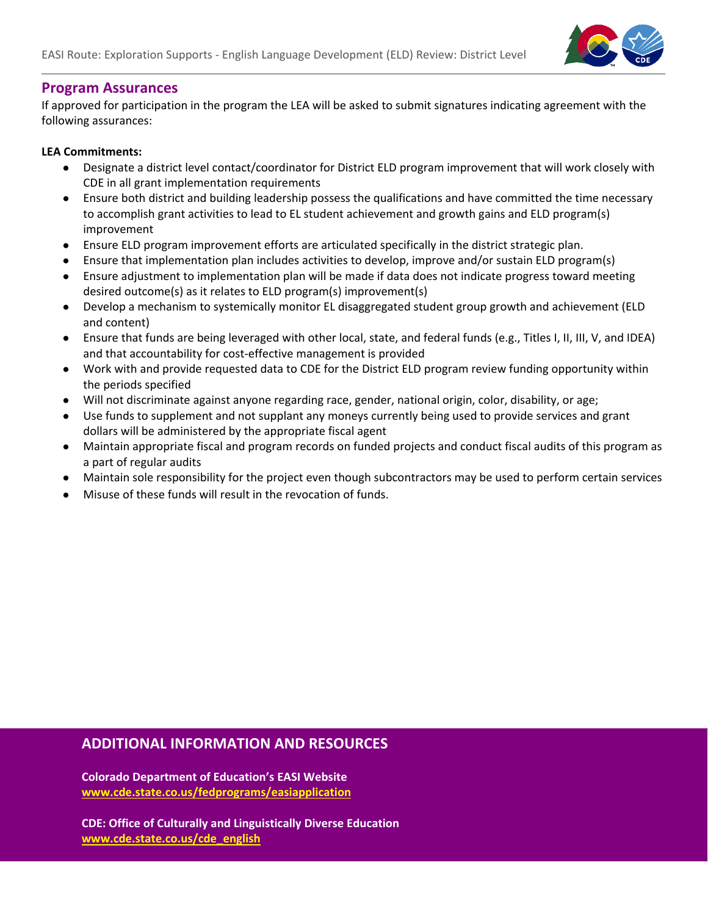## Program Assurances

If approved for participation in the program the LEA will be asked to submit signatures indicating agreement with the following assurances:

**LEA Commitments:**

- Designate a district level contact/coordinator for District ELD program improvement that will work closely with CDE in all grant implementation requirements
- Ensure both district and building leadership possess the qualifications and have committed the time necessary to accomplish grant activities to lead to EL student achievement and growth gains and ELD program(s) improvement
- Ensure ELD program improvement efforts are articulated specifically in the district strategic plan.
- Ensure that implementation plan includes activities to develop, improve and/or sustain ELD program(s)
- Ensure adjustment to implementation plan will be made if data does not indicate progress toward meeting desired outcome(s) as it relates to ELD program(s) improvement(s)
- Develop a mechanism to systemically monitor EL disaggregated student group growth and achievement (ELD and content)
- Ensure that funds are being leveraged with other local, state, and federal funds (e.g., Titles I, II, III, V, and IDEA) and that accountability for cost-effective management is provided
- Work with and provide requested data to CDE for the District ELD program review funding opportunity within the periods specified
- Will not discriminate against anyone regarding race, gender, national origin, color, disability, or age;
- Use funds to supplement and not supplant any moneys currently being used to provide services and grant dollars will be administered by the appropriate fiscal agent
- Maintain appropriate fiscal and program records on funded projects and conduct fiscal audits of this program as a part of regular audits
- Maintain sole responsibility for the project even though subcontractors may be used to perform certain services
- Misuse of these funds will result in the revocation of funds.

## ADDITIONAL INFORMATION AND RESOURCES

**Colorado Department of Education's EASI Website**
[www.cde.state.co.us/fedprograms/easiapplication](http://www.cde.state.co.us/fedprograms/easiapplication)

**CDE: Office of Culturally and Linguistically Diverse Education**
[www.cde.state.co.us/cde_english](http://www.cde.state.co.us/cde_english)